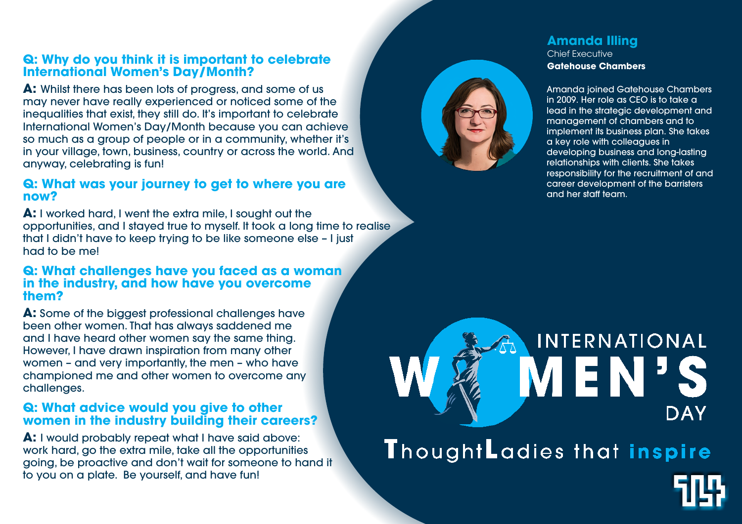## Amanda Illing

Chief Executive

**Gatehouse Chambers**

Amanda joined Gatehouse Chambers in 2009. Her role as CEO is to take a lead in the strategic development and management of chambers and to implement its business plan. She takes a key role with colleagues in developing business and long-lasting relationships with clients. She takes responsibility for the recruitment of and career development of the barristers and her staff team.

### Q: Why do you think it is important to celebrate International Women's Day/Month?

**A:** Whilst there has been lots of progress, and some of us may never have really experienced or noticed some of the inequalities that exist, they still do. It's important to celebrate International Women's Day/Month because you can achieve so much as a group of people or in a community, whether it's in your village, town, business, country or across the world. And anyway, celebrating is fun!

### Q: What was your journey to get to where you are now?

**A:** I worked hard, I went the extra mile, I sought out the opportunities, and I stayed true to myself. It took a long time to realise that I didn't have to keep trying to be like someone else – I just had to be me!

### Q: What challenges have you faced as a woman in the industry, and how have you overcome them?

**A:** Some of the biggest professional challenges have been other women. That has always saddened me and I have heard other women say the same thing. However, I have drawn inspiration from many other women – and very importantly, the men – who have championed me and other women to overcome any challenges.

### Q: What advice would you give to other women in the industry building their careers?

**A:** I would probably repeat what I have said above: work hard, go the extra mile, take all the opportunities going, be proactive and don't wait for someone to hand it to you on a plate. Be yourself, and have fun!

INTERNATIONAL WOMEN'S DAY

ThoughtLadies that **inspire**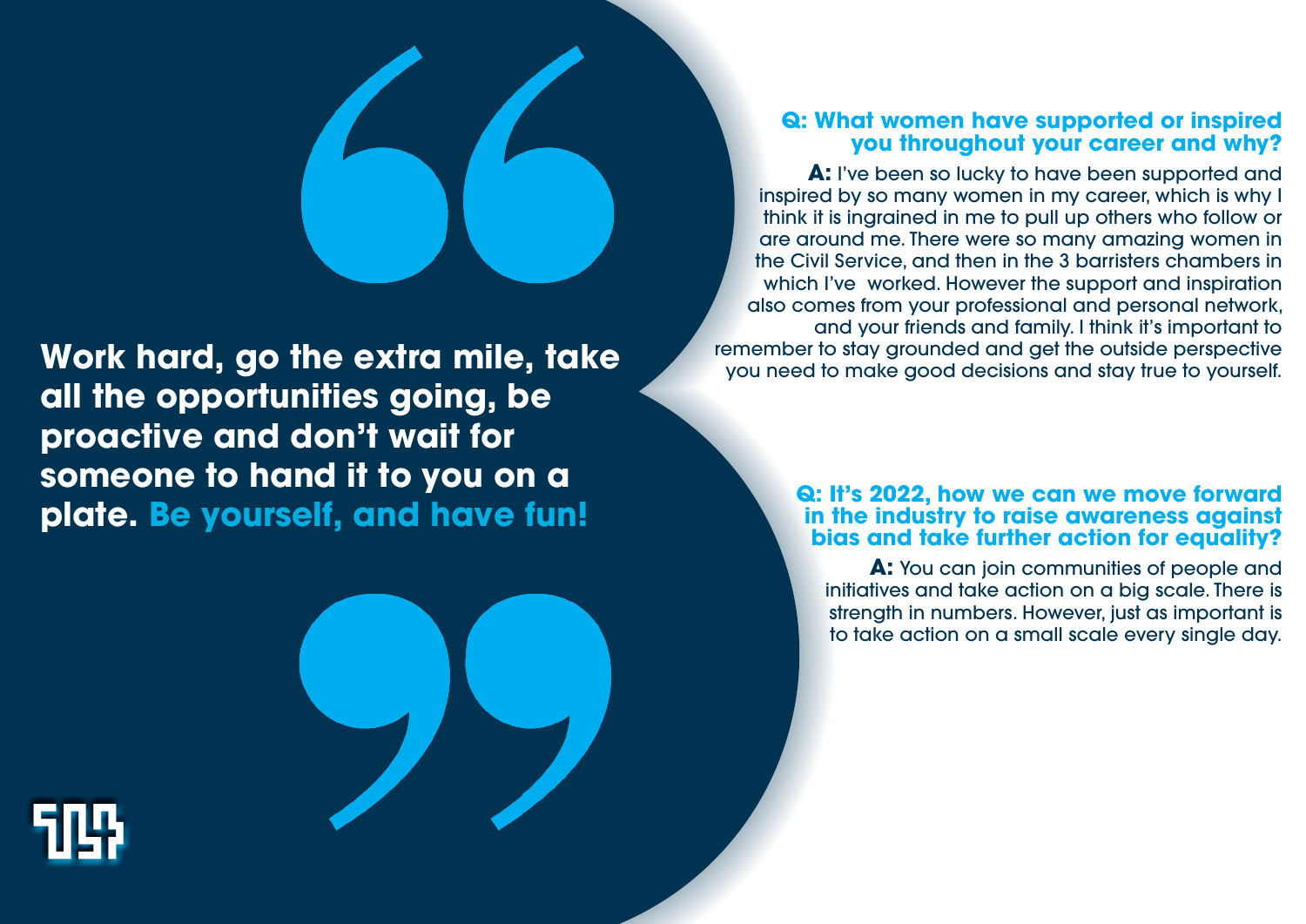**Work hard, go the extra mile, take all the opportunities going, be proactive and don't wait for someone to hand it to you on a plate. Be yourself, and have fun!**

### Q: What women have supported or inspired you throughout your career and why?

**A:** I've been so lucky to have been supported and inspired by so many women in my career, which is why I think it is ingrained in me to pull up others who follow or are around me. There were so many amazing women in the Civil Service, and then in the 3 barristers chambers in which I've worked. However the support and inspiration also comes from your professional and personal network, and your friends and family. I think it's important to remember to stay grounded and get the outside perspective you need to make good decisions and stay true to yourself.

### Q: It's 2022, how we can we move forward in the industry to raise awareness against bias and take further action for equality?

**A:** You can join communities of people and initiatives and take action on a big scale. There is strength in numbers. However, just as important is to take action on a small scale every single day.